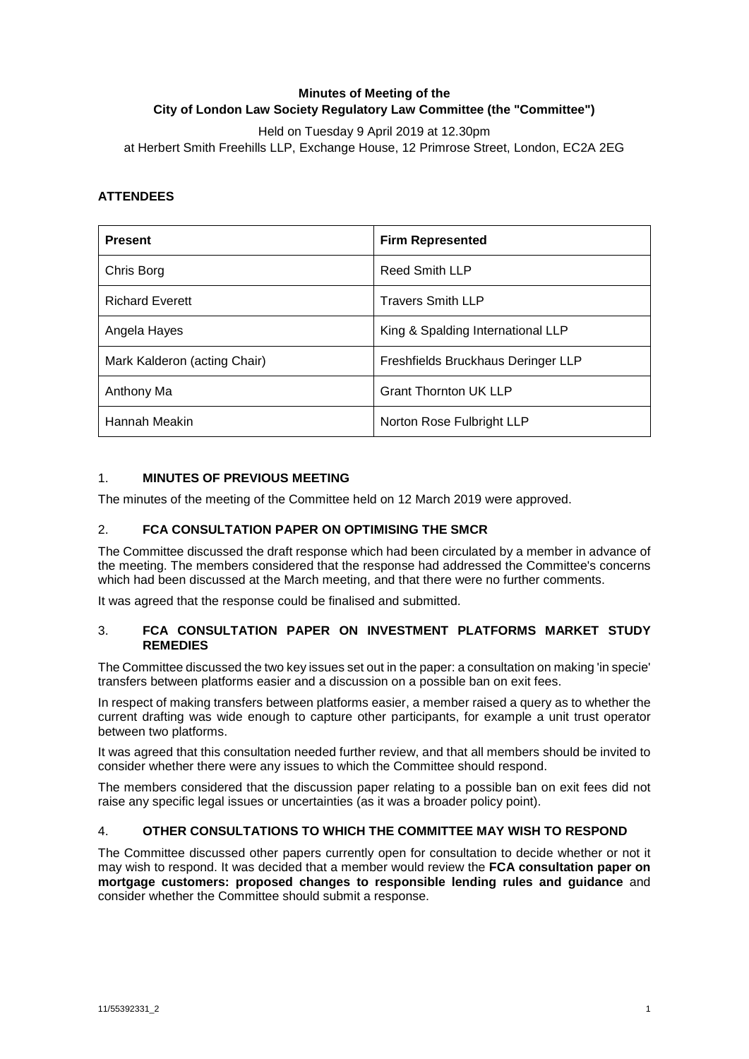**Minutes of Meeting of the**
**City of London Law Society Regulatory Law Committee (the "Committee")**

Held on Tuesday 9 April 2019 at 12.30pm
at Herbert Smith Freehills LLP, Exchange House, 12 Primrose Street, London, EC2A 2EG

## ATTENDEES

| Present | Firm Represented |
|---|---|
| Chris Borg | Reed Smith LLP |
| Richard Everett | Travers Smith LLP |
| Angela Hayes | King & Spalding International LLP |
| Mark Kalderon (acting Chair) | Freshfields Bruckhaus Deringer LLP |
| Anthony Ma | Grant Thornton UK LLP |
| Hannah Meakin | Norton Rose Fulbright LLP |

## 1. MINUTES OF PREVIOUS MEETING

The minutes of the meeting of the Committee held on 12 March 2019 were approved.

## 2. FCA CONSULTATION PAPER ON OPTIMISING THE SMCR

The Committee discussed the draft response which had been circulated by a member in advance of the meeting. The members considered that the response had addressed the Committee's concerns which had been discussed at the March meeting, and that there were no further comments.

It was agreed that the response could be finalised and submitted.

## 3. FCA CONSULTATION PAPER ON INVESTMENT PLATFORMS MARKET STUDY REMEDIES

The Committee discussed the two key issues set out in the paper: a consultation on making 'in specie' transfers between platforms easier and a discussion on a possible ban on exit fees.

In respect of making transfers between platforms easier, a member raised a query as to whether the current drafting was wide enough to capture other participants, for example a unit trust operator between two platforms.

It was agreed that this consultation needed further review, and that all members should be invited to consider whether there were any issues to which the Committee should respond.

The members considered that the discussion paper relating to a possible ban on exit fees did not raise any specific legal issues or uncertainties (as it was a broader policy point).

## 4. OTHER CONSULTATIONS TO WHICH THE COMMITTEE MAY WISH TO RESPOND

The Committee discussed other papers currently open for consultation to decide whether or not it may wish to respond. It was decided that a member would review the **FCA consultation paper on mortgage customers: proposed changes to responsible lending rules and guidance** and consider whether the Committee should submit a response.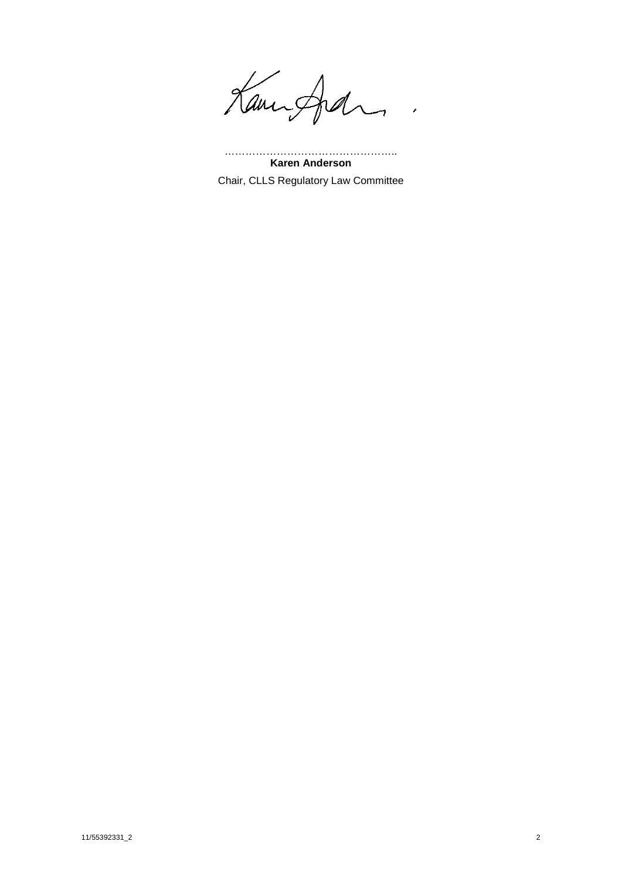…………………………………………..

**Karen Anderson**

Chair, CLLS Regulatory Law Committee

11/55392331_2